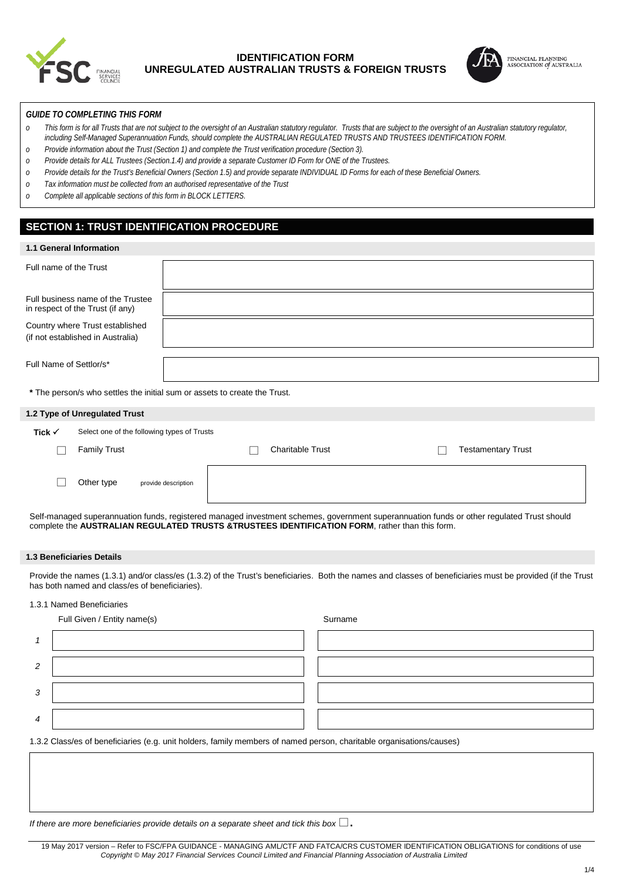# IDENTIFICATION FORM
# UNREGULATED AUSTRALIAN TRUSTS & FOREIGN TRUSTS

*GUIDE TO COMPLETING THIS FORM*

- *This form is for all Trusts that are not subject to the oversight of an Australian statutory regulator. Trusts that are subject to the oversight of an Australian statutory regulator, including Self-Managed Superannuation Funds, should complete the AUSTRALIAN REGULATED TRUSTS AND TRUSTEES IDENTIFICATION FORM.*
- *Provide information about the Trust (Section 1) and complete the Trust verification procedure (Section 3).*
- *Provide details for ALL Trustees (Section.1.4) and provide a separate Customer ID Form for ONE of the Trustees.*
- *Provide details for the Trust's Beneficial Owners (Section 1.5) and provide separate INDIVIDUAL ID Forms for each of these Beneficial Owners.*
- *Tax information must be collected from an authorised representative of the Trust*
- *Complete all applicable sections of this form in BLOCK LETTERS.*

## SECTION 1: TRUST IDENTIFICATION PROCEDURE

### 1.1 General Information

| | |
|---|---|
| Full name of the Trust | |
| Full business name of the Trustee in respect of the Trust (if any) | |
| Country where Trust established (if not established in Australia) | |
| Full Name of Settlor/s* | |

**\*** The person/s who settles the initial sum or assets to create the Trust.

### 1.2 Type of Unregulated Trust

**Tick ✓** Select one of the following types of Trusts

☐ Family Trust ☐ Charitable Trust ☐ Testamentary Trust

☐ Other type provide description

Self-managed superannuation funds, registered managed investment schemes, government superannuation funds or other regulated Trust should complete the **AUSTRALIAN REGULATED TRUSTS &TRUSTEES IDENTIFICATION FORM**, rather than this form.

### 1.3 Beneficiaries Details

Provide the names (1.3.1) and/or class/es (1.3.2) of the Trust's beneficiaries. Both the names and classes of beneficiaries must be provided (if the Trust has both named and class/es of beneficiaries).

1.3.1 Named Beneficiaries

| | Full Given / Entity name(s) | Surname |
|---|---|---|
| *1* | | |
| *2* | | |
| *3* | | |
| *4* | | |

1.3.2 Class/es of beneficiaries (e.g. unit holders, family members of named person, charitable organisations/causes)

*If there are more beneficiaries provide details on a separate sheet and tick this box* ☐.

19 May 2017 version – Refer to FSC/FPA GUIDANCE - MANAGING AML/CTF AND FATCA/CRS CUSTOMER IDENTIFICATION OBLIGATIONS for conditions of use
*Copyright © May 2017 Financial Services Council Limited and Financial Planning Association of Australia Limited*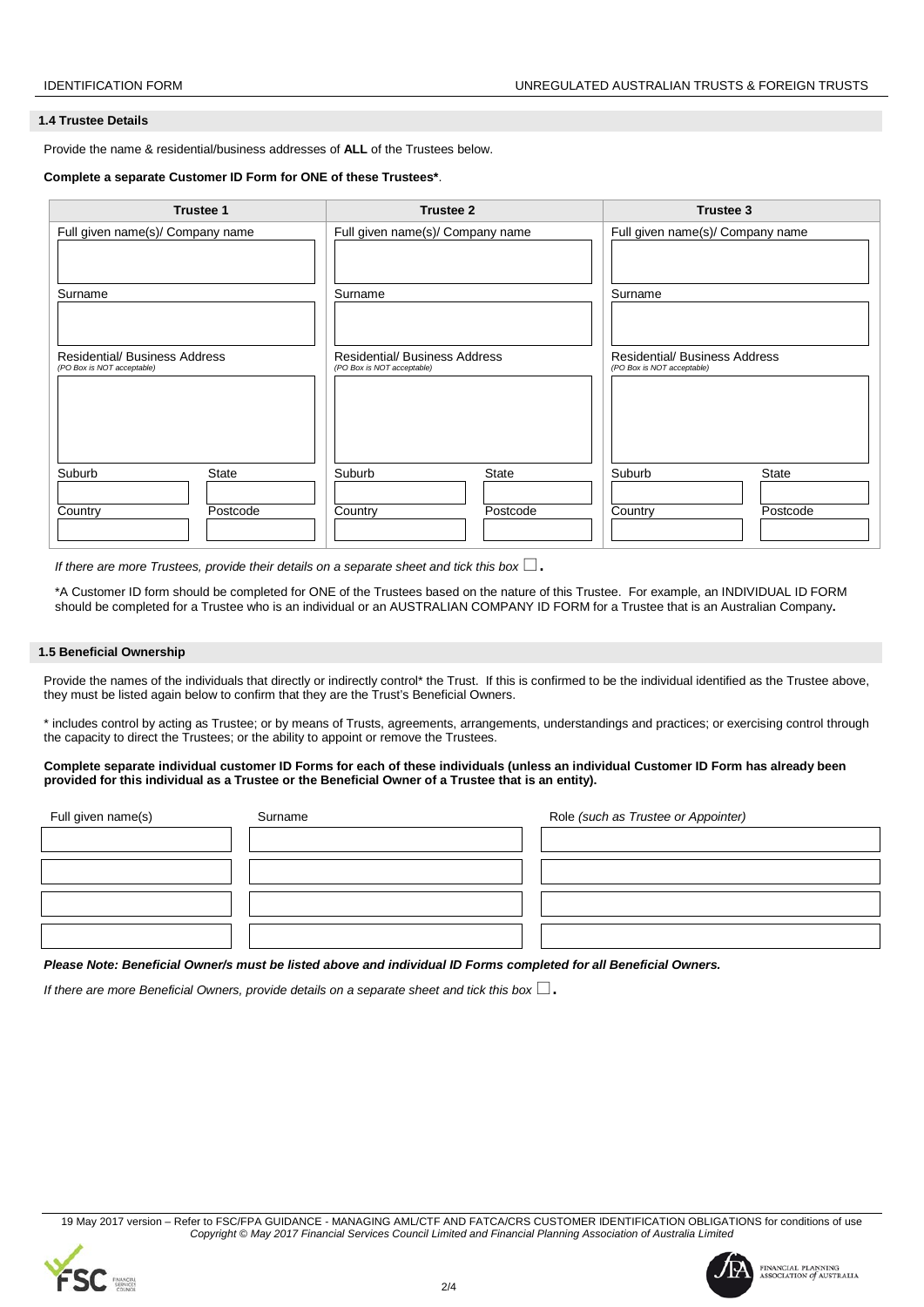### 1.4 Trustee Details

Provide the name & residential/business addresses of **ALL** of the Trustees below.

**Complete a separate Customer ID Form for ONE of these Trustees\***.

| Trustee 1 | Trustee 2 | Trustee 3 |
|---|---|---|
| Full given name(s)/ Company name | Full given name(s)/ Company name | Full given name(s)/ Company name |
| | | |
| Surname | Surname | Surname |
| | | |
| Residential/ Business Address (PO Box is NOT acceptable) | Residential/ Business Address (PO Box is NOT acceptable) | Residential/ Business Address (PO Box is NOT acceptable) |
| | | |
| Suburb / State | Suburb / State | Suburb / State |
| | | |
| Country / Postcode | Country / Postcode | Country / Postcode |
| | | |

*If there are more Trustees, provide their details on a separate sheet and tick this box* ☐.

\*A Customer ID form should be completed for ONE of the Trustees based on the nature of this Trustee. For example, an INDIVIDUAL ID FORM should be completed for a Trustee who is an individual or an AUSTRALIAN COMPANY ID FORM for a Trustee that is an Australian Company.

### 1.5 Beneficial Ownership

Provide the names of the individuals that directly or indirectly control\* the Trust. If this is confirmed to be the individual identified as the Trustee above, they must be listed again below to confirm that they are the Trust's Beneficial Owners.

\* includes control by acting as Trustee; or by means of Trusts, agreements, arrangements, understandings and practices; or exercising control through the capacity to direct the Trustees; or the ability to appoint or remove the Trustees.

**Complete separate individual customer ID Forms for each of these individuals (unless an individual Customer ID Form has already been provided for this individual as a Trustee or the Beneficial Owner of a Trustee that is an entity).**

| Full given name(s) | Surname | Role *(such as Trustee or Appointer)* |
|---|---|---|
| | | |
| | | |
| | | |
| | | |

***Please Note: Beneficial Owner/s must be listed above and individual ID Forms completed for all Beneficial Owners.***

*If there are more Beneficial Owners, provide details on a separate sheet and tick this box* ☐.

19 May 2017 version – Refer to FSC/FPA GUIDANCE - MANAGING AML/CTF AND FATCA/CRS CUSTOMER IDENTIFICATION OBLIGATIONS for conditions of use
*Copyright © May 2017 Financial Services Council Limited and Financial Planning Association of Australia Limited*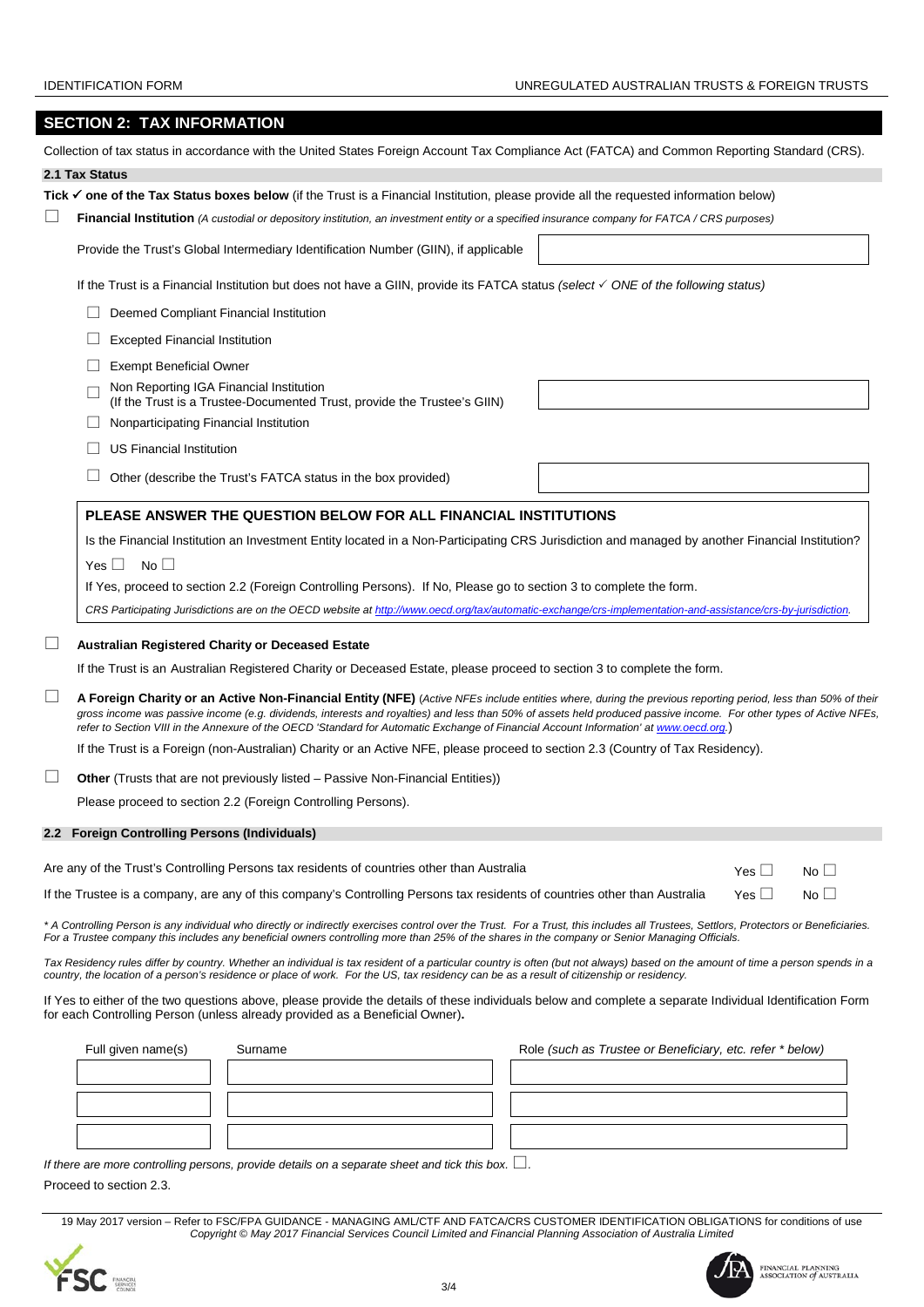## SECTION 2: TAX INFORMATION

Collection of tax status in accordance with the United States Foreign Account Tax Compliance Act (FATCA) and Common Reporting Standard (CRS).

### 2.1 Tax Status

**Tick ✓ one of the Tax Status boxes below** (if the Trust is a Financial Institution, please provide all the requested information below)

☐ **Financial Institution** *(A custodial or depository institution, an investment entity or a specified insurance company for FATCA / CRS purposes)*

Provide the Trust's Global Intermediary Identification Number (GIIN), if applicable ____________

If the Trust is a Financial Institution but does not have a GIIN, provide its FATCA status *(select ✓ ONE of the following status)*

- ☐ Deemed Compliant Financial Institution
- ☐ Excepted Financial Institution
- ☐ Exempt Beneficial Owner
- ☐ Non Reporting IGA Financial Institution (If the Trust is a Trustee-Documented Trust, provide the Trustee's GIIN) ____________
- ☐ Nonparticipating Financial Institution
- ☐ US Financial Institution
- ☐ Other (describe the Trust's FATCA status in the box provided) ____________

**PLEASE ANSWER THE QUESTION BELOW FOR ALL FINANCIAL INSTITUTIONS**

Is the Financial Institution an Investment Entity located in a Non-Participating CRS Jurisdiction and managed by another Financial Institution?

Yes ☐ No ☐

If Yes, proceed to section 2.2 (Foreign Controlling Persons). If No, Please go to section 3 to complete the form.

*CRS Participating Jurisdictions are on the OECD website at http://www.oecd.org/tax/automatic-exchange/crs-implementation-and-assistance/crs-by-jurisdiction.*

☐ **Australian Registered Charity or Deceased Estate**

If the Trust is an Australian Registered Charity or Deceased Estate, please proceed to section 3 to complete the form.

☐ **A Foreign Charity or an Active Non-Financial Entity (NFE)** *(Active NFEs include entities where, during the previous reporting period, less than 50% of their gross income was passive income (e.g. dividends, interests and royalties) and less than 50% of assets held produced passive income. For other types of Active NFEs, refer to Section VIII in the Annexure of the OECD 'Standard for Automatic Exchange of Financial Account Information' at www.oecd.org.)*

If the Trust is a Foreign (non-Australian) Charity or an Active NFE, please proceed to section 2.3 (Country of Tax Residency).

☐ **Other** (Trusts that are not previously listed – Passive Non-Financial Entities))

Please proceed to section 2.2 (Foreign Controlling Persons).

### 2.2 Foreign Controlling Persons (Individuals)

Are any of the Trust's Controlling Persons tax residents of countries other than Australia — Yes ☐ No ☐

If the Trustee is a company, are any of this company's Controlling Persons tax residents of countries other than Australia — Yes ☐ No ☐

*\* A Controlling Person is any individual who directly or indirectly exercises control over the Trust. For a Trust, this includes all Trustees, Settlors, Protectors or Beneficiaries. For a Trustee company this includes any beneficial owners controlling more than 25% of the shares in the company or Senior Managing Officials.*

*Tax Residency rules differ by country. Whether an individual is tax resident of a particular country is often (but not always) based on the amount of time a person spends in a country, the location of a person's residence or place of work. For the US, tax residency can be as a result of citizenship or residency.*

If Yes to either of the two questions above, please provide the details of these individuals below and complete a separate Individual Identification Form for each Controlling Person (unless already provided as a Beneficial Owner)**.**

| Full given name(s) | Surname | Role *(such as Trustee or Beneficiary, etc. refer \* below)* |
|---|---|---|
| | | |
| | | |
| | | |

*If there are more controlling persons, provide details on a separate sheet and tick this box.* ☐.

Proceed to section 2.3.

19 May 2017 version – Refer to FSC/FPA GUIDANCE - MANAGING AML/CTF AND FATCA/CRS CUSTOMER IDENTIFICATION OBLIGATIONS for conditions of use
*Copyright © May 2017 Financial Services Council Limited and Financial Planning Association of Australia Limited*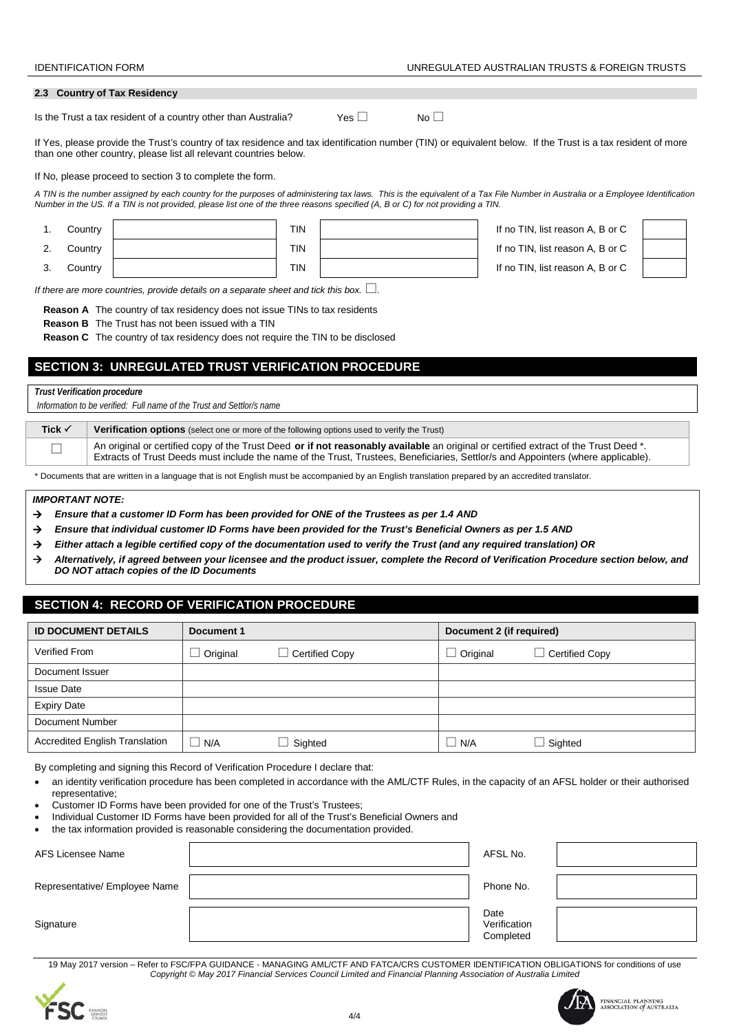### 2.3 Country of Tax Residency

Is the Trust a tax resident of a country other than Australia? Yes ☐ No ☐

If Yes, please provide the Trust's country of tax residence and tax identification number (TIN) or equivalent below. If the Trust is a tax resident of more than one other country, please list all relevant countries below.

If No, please proceed to section 3 to complete the form.

*A TIN is the number assigned by each country for the purposes of administering tax laws. This is the equivalent of a Tax File Number in Australia or a Employee Identification Number in the US. If a TIN is not provided, please list one of the three reasons specified (A, B or C) for not providing a TIN.*

| | | | | | | |
|---|---|---|---|---|---|---|
| 1. | Country | | TIN | | If no TIN, list reason A, B or C | |
| 2. | Country | | TIN | | If no TIN, list reason A, B or C | |
| 3. | Country | | TIN | | If no TIN, list reason A, B or C | |

*If there are more countries, provide details on a separate sheet and tick this box.* ☐.

**Reason A** The country of tax residency does not issue TINs to tax residents

**Reason B** The Trust has not been issued with a TIN

**Reason C** The country of tax residency does not require the TIN to be disclosed

## SECTION 3: UNREGULATED TRUST VERIFICATION PROCEDURE

***Trust Verification procedure***

*Information to be verified: Full name of the Trust and Settlor/s name*

| Tick ✓ | **Verification options** (select one or more of the following options used to verify the Trust) |
|---|---|
| ☐ | An original or certified copy of the Trust Deed **or if not reasonably available** an original or certified extract of the Trust Deed *. Extracts of Trust Deeds must include the name of the Trust, Trustees, Beneficiaries, Settlor/s and Appointers (where applicable). |

* Documents that are written in a language that is not English must be accompanied by an English translation prepared by an accredited translator.

***IMPORTANT NOTE:***

- → ***Ensure that a customer ID Form has been provided for ONE of the Trustees as per 1.4 AND***
- → ***Ensure that individual customer ID Forms have been provided for the Trust's Beneficial Owners as per 1.5 AND***
- → ***Either attach a legible certified copy of the documentation used to verify the Trust (and any required translation) OR***
- → ***Alternatively, if agreed between your licensee and the product issuer, complete the Record of Verification Procedure section below, and DO NOT attach copies of the ID Documents***

## SECTION 4: RECORD OF VERIFICATION PROCEDURE

| ID DOCUMENT DETAILS | Document 1 | Document 2 (if required) |
|---|---|---|
| Verified From | ☐ Original ☐ Certified Copy | ☐ Original ☐ Certified Copy |
| Document Issuer | | |
| Issue Date | | |
| Expiry Date | | |
| Document Number | | |
| Accredited English Translation | ☐ N/A ☐ Sighted | ☐ N/A ☐ Sighted |

By completing and signing this Record of Verification Procedure I declare that:

- an identity verification procedure has been completed in accordance with the AML/CTF Rules, in the capacity of an AFSL holder or their authorised representative;
- Customer ID Forms have been provided for one of the Trust's Trustees;
- Individual Customer ID Forms have been provided for all of the Trust's Beneficial Owners and
- the tax information provided is reasonable considering the documentation provided.

| | | | |
|---|---|---|---|
| AFS Licensee Name | | AFSL No. | |
| Representative/ Employee Name | | Phone No. | |
| Signature | | Date Verification Completed | |

19 May 2017 version – Refer to FSC/FPA GUIDANCE - MANAGING AML/CTF AND FATCA/CRS CUSTOMER IDENTIFICATION OBLIGATIONS for conditions of use
*Copyright © May 2017 Financial Services Council Limited and Financial Planning Association of Australia Limited*